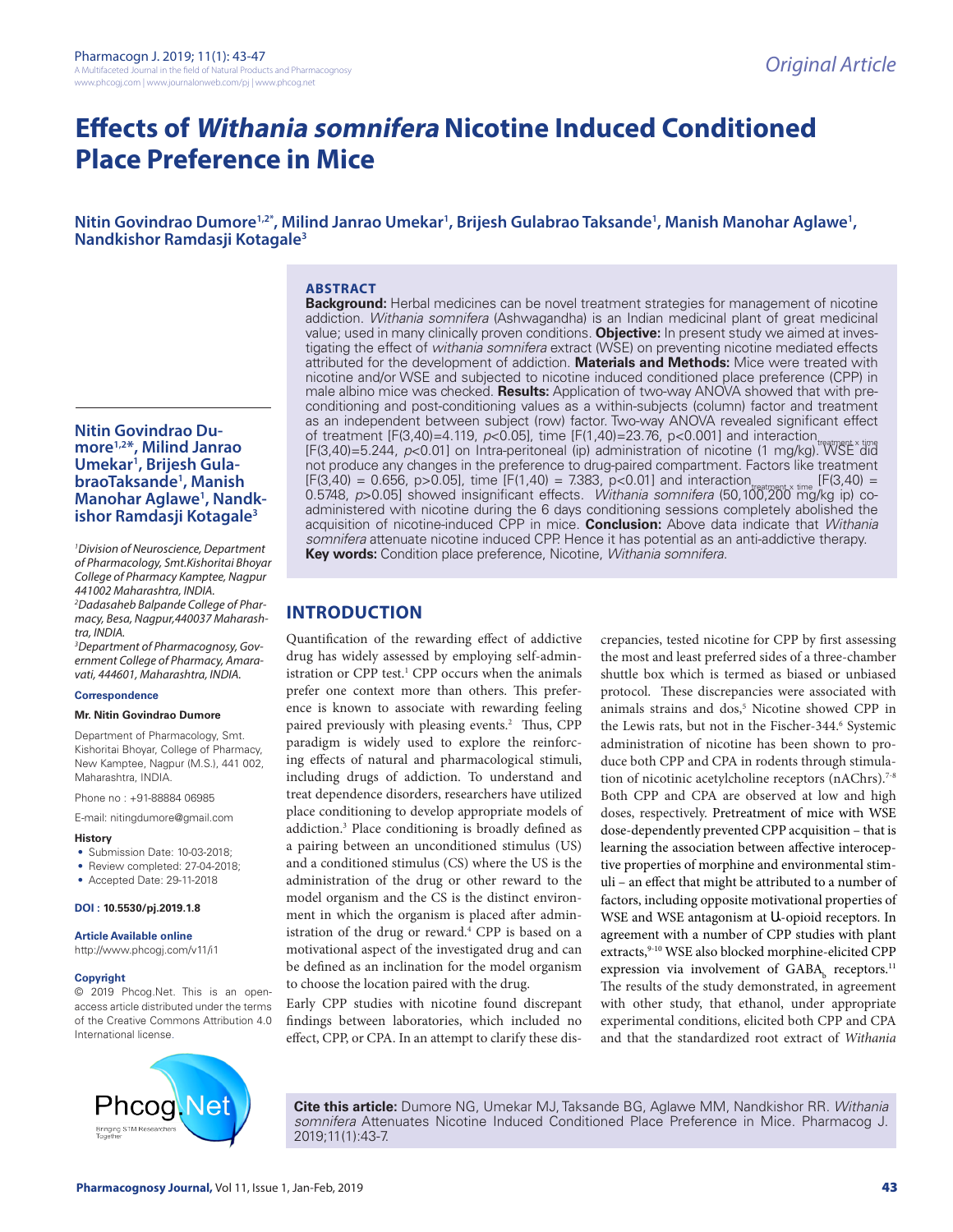# Effects of *Withania somnifera* Nicotine Induced Conditioned Place Preference in Mice

**Nitin Govindrao Dumore[1,2*], Milind Janrao Umekar[1], Brijesh Gulabrao Taksande[1], Manish Manohar Aglawe[1], Nandkishor Ramdasji Kotagale[3]**

## ABSTRACT

**Background:** Herbal medicines can be novel treatment strategies for management of nicotine addiction. *Withania somnifera* (Ashwagandha) is an Indian medicinal plant of great medicinal value; used in many clinically proven conditions. **Objective:** In present study we aimed at investigating the effect of *withania somnifera* extract (WSE) on preventing nicotine mediated effects attributed for the development of addiction. **Materials and Methods:** Mice were treated with nicotine and/or WSE and subjected to nicotine induced conditioned place preference (CPP) in male albino mice was checked. **Results:** Application of two-way ANOVA showed that with preconditioning and post-conditioning values as a within-subjects (column) factor and treatment as an independent between subject (row) factor. Two-way ANOVA revealed significant effect of treatment [$F(3,40)=4.119$, $p<0.05$], time [$F(1,40)=23.76$, $p<0.001$] and interaction$_{\text{treatment x time}}$ [$F(3,40)=5.244$, $p<0.01$] on Intra-peritoneal (ip) administration of nicotine (1 mg/kg). WSE did not produce any changes in the preference to drug-paired compartment. Factors like treatment [$F(3,40) = 0.656$, $p>0.05$], time [$F(1,40) = 7.383$, $p<0.01$] and interaction$_{\text{treatment x time}}$ [$F(3,40) = 0.5748$, $p>0.05$] showed insignificant effects. *Withania somnifera* (50,100,200 mg/kg ip) co-administered with nicotine during the 6 days conditioning sessions completely abolished the acquisition of nicotine-induced CPP in mice. **Conclusion:** Above data indicate that *Withania somnifera* attenuate nicotine induced CPP. Hence it has potential as an anti-addictive therapy.

**Key words:** Condition place preference, Nicotine, *Withania somnifera*.

**Nitin Govindrao Dumore[1,2*], Milind Janrao Umekar[1], Brijesh GulabraoTaksande[1], Manish Manohar Aglawe[1], Nandkishor Ramdasji Kotagale[3]**

*[1]Division of Neuroscience, Department of Pharmacology, Smt.Kishoritai Bhoyar College of Pharmacy Kamptee, Nagpur 441002 Maharashtra, INDIA.*

*[2]Dadasaheb Balpande College of Pharmacy, Besa, Nagpur,440037 Maharashtra, INDIA.*

*[3]Department of Pharmacognosy, Government College of Pharmacy, Amaravati, 444601, Maharashtra, INDIA.*

**Correspondence**

**Mr. Nitin Govindrao Dumore**

Department of Pharmacology, Smt. Kishoritai Bhoyar, College of Pharmacy, New Kamptee, Nagpur (M.S.), 441 002, Maharashtra, INDIA.

Phone no : +91-88884 06985

E-mail: nitingdumore@gmail.com

**History**

- Submission Date: 10-03-2018;
- Review completed: 27-04-2018;
- Accepted Date: 29-11-2018

**DOI : 10.5530/pj.2019.1.8**

**Article Available online**

http://www.phcogj.com/v11/i1

**Copyright**

© 2019 Phcog.Net. This is an open-access article distributed under the terms of the Creative Commons Attribution 4.0 International license.

**Cite this article:** Dumore NG, Umekar MJ, Taksande BG, Aglawe MM, Nandkishor RR. *Withania somnifera* Attenuates Nicotine Induced Conditioned Place Preference in Mice. Pharmacog J. 2019;11(1):43-7.

## INTRODUCTION

Quantification of the rewarding effect of addictive drug has widely assessed by employing self-administration or CPP test.[1] CPP occurs when the animals prefer one context more than others. This preference is known to associate with rewarding feeling paired previously with pleasing events.[2] Thus, CPP paradigm is widely used to explore the reinforcing effects of natural and pharmacological stimuli, including drugs of addiction. To understand and treat dependence disorders, researchers have utilized place conditioning to develop appropriate models of addiction.[3] Place conditioning is broadly defined as a pairing between an unconditioned stimulus (US) and a conditioned stimulus (CS) where the US is the administration of the drug or other reward to the model organism and the CS is the distinct environment in which the organism is placed after administration of the drug or reward.[4] CPP is based on a motivational aspect of the investigated drug and can be defined as an inclination for the model organism to choose the location paired with the drug.

Early CPP studies with nicotine found discrepant findings between laboratories, which included no effect, CPP, or CPA. In an attempt to clarify these discrepancies, tested nicotine for CPP by first assessing the most and least preferred sides of a three-chamber shuttle box which is termed as biased or unbiased protocol. These discrepancies were associated with animals strains and dos,[5] Nicotine showed CPP in the Lewis rats, but not in the Fischer-344.[6] Systemic administration of nicotine has been shown to produce both CPP and CPA in rodents through stimulation of nicotinic acetylcholine receptors (nAChrs).[7-8] Both CPP and CPA are observed at low and high doses, respectively. Pretreatment of mice with WSE dose-dependently prevented CPP acquisition – that is learning the association between affective interoceptive properties of morphine and environmental stimuli – an effect that might be attributed to a number of factors, including opposite motivational properties of WSE and WSE antagonism at µ-opioid receptors. In agreement with a number of CPP studies with plant extracts,[9-10] WSE also blocked morphine-elicited CPP expression via involvement of $GABA_b$ receptors.[11] The results of the study demonstrated, in agreement with other study, that ethanol, under appropriate experimental conditions, elicited both CPP and CPA and that the standardized root extract of *Withania*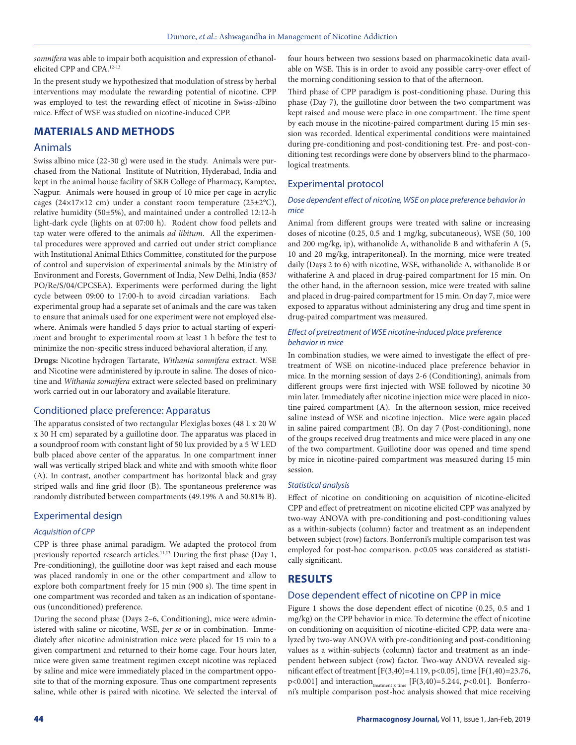*somnifera* was able to impair both acquisition and expression of ethanol-elicited CPP and CPA.[12-13]

In the present study we hypothesized that modulation of stress by herbal interventions may modulate the rewarding potential of nicotine. CPP was employed to test the rewarding effect of nicotine in Swiss-albino mice. Effect of WSE was studied on nicotine-induced CPP.

## MATERIALS AND METHODS

### Animals

Swiss albino mice (22-30 g) were used in the study. Animals were purchased from the National Institute of Nutrition, Hyderabad, India and kept in the animal house facility of SKB College of Pharmacy, Kamptee, Nagpur. Animals were housed in group of 10 mice per cage in acrylic cages (24×17×12 cm) under a constant room temperature (25±2°C), relative humidity (50±5%), and maintained under a controlled 12:12-h light-dark cycle (lights on at 07:00 h). Rodent chow food pellets and tap water were offered to the animals *ad libitum*. All the experimental procedures were approved and carried out under strict compliance with Institutional Animal Ethics Committee, constituted for the purpose of control and supervision of experimental animals by the Ministry of Environment and Forests, Government of India, New Delhi, India (853/PO/Re/S/04/CPCSEA). Experiments were performed during the light cycle between 09:00 to 17:00-h to avoid circadian variations. Each experimental group had a separate set of animals and the care was taken to ensure that animals used for one experiment were not employed elsewhere. Animals were handled 5 days prior to actual starting of experiment and brought to experimental room at least 1 h before the test to minimize the non-specific stress induced behavioral alteration, if any.

**Drugs:** Nicotine hydrogen Tartarate, *Withania somnifera* extract. WSE and Nicotine were administered by ip.route in saline. The doses of nicotine and *Withania somnifera* extract were selected based on preliminary work carried out in our laboratory and available literature.

### Conditioned place preference: Apparatus

The apparatus consisted of two rectangular Plexiglas boxes (48 L x 20 W x 30 H cm) separated by a guillotine door. The apparatus was placed in a soundproof room with constant light of 50 lux provided by a 5 W LED bulb placed above center of the apparatus. In one compartment inner wall was vertically striped black and white and with smooth white floor (A). In contrast, another compartment has horizontal black and gray striped walls and fine grid floor (B). The spontaneous preference was randomly distributed between compartments (49.19% A and 50.81% B).

### Experimental design

#### *Acquisition of CPP*

CPP is three phase animal paradigm. We adapted the protocol from previously reported research articles.[11,13] During the first phase (Day 1, Pre-conditioning), the guillotine door was kept raised and each mouse was placed randomly in one or the other compartment and allow to explore both compartment freely for 15 min (900 s). The time spent in one compartment was recorded and taken as an indication of spontaneous (unconditioned) preference.

During the second phase (Days 2–6, Conditioning), mice were administered with saline or nicotine, WSE, *per se* or in combination. Immediately after nicotine administration mice were placed for 15 min to a given compartment and returned to their home cage. Four hours later, mice were given same treatment regimen except nicotine was replaced by saline and mice were immediately placed in the compartment opposite to that of the morning exposure. Thus one compartment represents saline, while other is paired with nicotine. We selected the interval of four hours between two sessions based on pharmacokinetic data available on WSE. This is in order to avoid any possible carry-over effect of the morning conditioning session to that of the afternoon.

Third phase of CPP paradigm is post-conditioning phase. During this phase (Day 7), the guillotine door between the two compartment was kept raised and mouse were place in one compartment. The time spent by each mouse in the nicotine-paired compartment during 15 min session was recorded. Identical experimental conditions were maintained during pre-conditioning and post-conditioning test. Pre- and post-conditioning test recordings were done by observers blind to the pharmacological treatments.

### Experimental protocol

#### *Dose dependent effect of nicotine, WSE on place preference behavior in mice*

Animal from different groups were treated with saline or increasing doses of nicotine (0.25, 0.5 and 1 mg/kg, subcutaneous), WSE (50, 100 and 200 mg/kg, ip), withanolide A, withanolide B and withaferin A (5, 10 and 20 mg/kg, intraperitoneal). In the morning, mice were treated daily (Days 2 to 6) with nicotine, WSE, withanolide A, withanolide B or withaferine A and placed in drug-paired compartment for 15 min. On the other hand, in the afternoon session, mice were treated with saline and placed in drug-paired compartment for 15 min. On day 7, mice were exposed to apparatus without administering any drug and time spent in drug-paired compartment was measured.

#### *Effect of pretreatment of WSE nicotine-induced place preference behavior in mice*

In combination studies, we were aimed to investigate the effect of pretreatment of WSE on nicotine-induced place preference behavior in mice. In the morning session of days 2-6 (Conditioning), animals from different groups were first injected with WSE followed by nicotine 30 min later. Immediately after nicotine injection mice were placed in nicotine paired compartment (A). In the afternoon session, mice received saline instead of WSE and nicotine injection. Mice were again placed in saline paired compartment (B). On day 7 (Post-conditioning), none of the groups received drug treatments and mice were placed in any one of the two compartment. Guillotine door was opened and time spend by mice in nicotine-paired compartment was measured during 15 min session.

#### *Statistical analysis*

Effect of nicotine on conditioning on acquisition of nicotine-elicited CPP and effect of pretreatment on nicotine elicited CPP was analyzed by two-way ANOVA with pre-conditioning and post-conditioning values as a within-subjects (column) factor and treatment as an independent between subject (row) factors. Bonferroni's multiple comparison test was employed for post-hoc comparison. $p<0.05$ was considered as statistically significant.

## RESULTS

### Dose dependent effect of nicotine on CPP in mice

Figure 1 shows the dose dependent effect of nicotine (0.25, 0.5 and 1 mg/kg) on the CPP behavior in mice. To determine the effect of nicotine on conditioning on acquisition of nicotine-elicited CPP, data were analyzed by two-way ANOVA with pre-conditioning and post-conditioning values as a within-subjects (column) factor and treatment as an independent between subject (row) factor. Two-way ANOVA revealed significant effect of treatment [$F(3,40)=4.119$, $p<0.05$], time [$F(1,40)=23.76$, $p<0.001$] and interaction$_{\text{treatment x time}}$ [$F(3,40)=5.244$, $p<0.01$]. Bonferroni's multiple comparison post-hoc analysis showed that mice receiving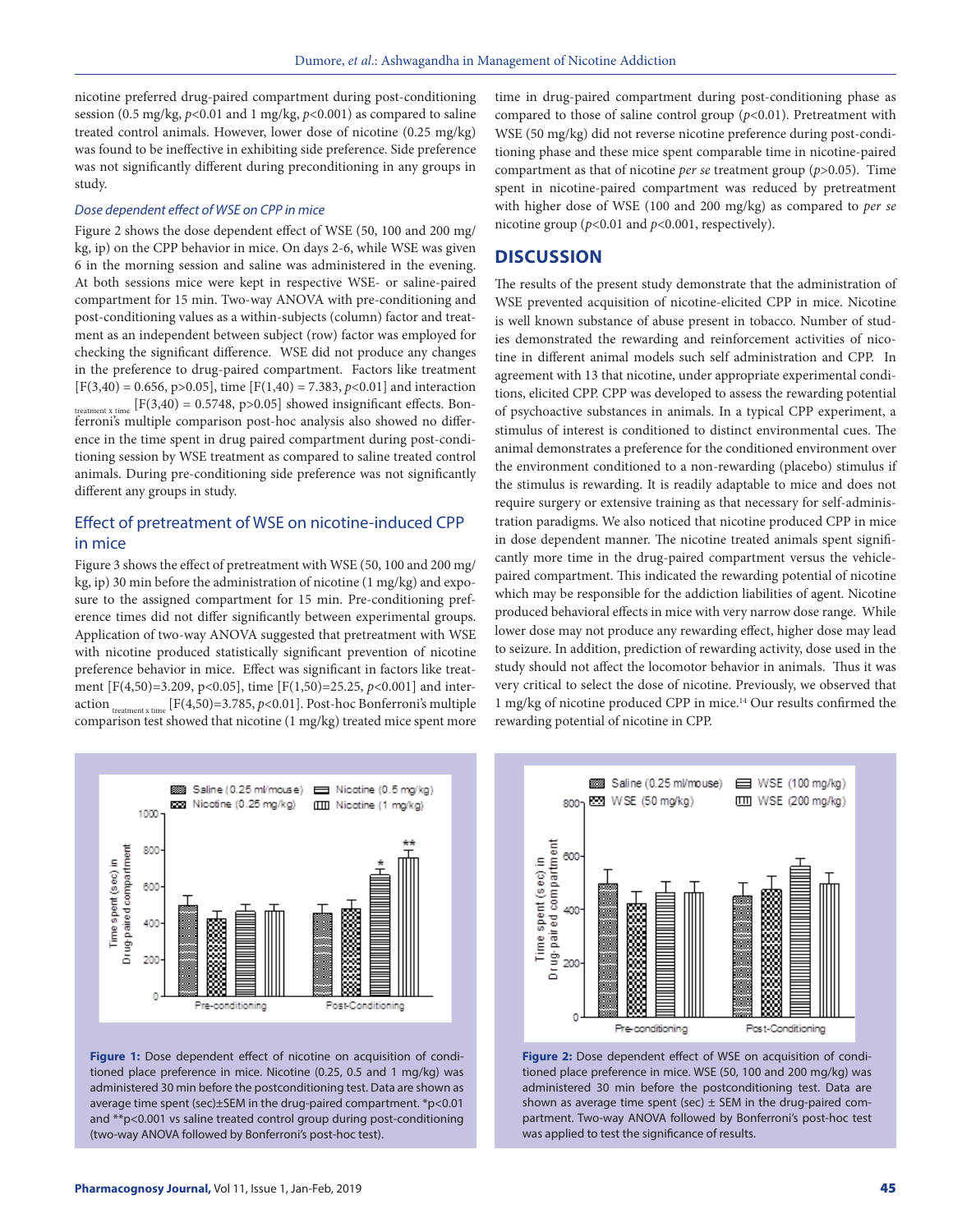nicotine preferred drug-paired compartment during post-conditioning session (0.5 mg/kg, $p<0.01$ and 1 mg/kg, $p<0.001$) as compared to saline treated control animals. However, lower dose of nicotine (0.25 mg/kg) was found to be ineffective in exhibiting side preference. Side preference was not significantly different during preconditioning in any groups in study.

### *Dose dependent effect of WSE on CPP in mice*

Figure 2 shows the dose dependent effect of WSE (50, 100 and 200 mg/kg, ip) on the CPP behavior in mice. On days 2-6, while WSE was given 6 in the morning session and saline was administered in the evening. At both sessions mice were kept in respective WSE- or saline-paired compartment for 15 min. Two-way ANOVA with pre-conditioning and post-conditioning values as a within-subjects (column) factor and treatment as an independent between subject (row) factor was employed for checking the significant difference. WSE did not produce any changes in the preference to drug-paired compartment. Factors like treatment [$F(3,40) = 0.656$, $p>0.05$], time [$F(1,40) = 7.383$, $p<0.01$] and interaction $_{\text{treatment x time}}$ [$F(3,40) = 0.5748$, $p>0.05$] showed insignificant effects. Bonferroni's multiple comparison post-hoc analysis also showed no difference in the time spent in drug paired compartment during post-conditioning session by WSE treatment as compared to saline treated control animals. During pre-conditioning side preference was not significantly different any groups in study.

## Effect of pretreatment of WSE on nicotine-induced CPP in mice

Figure 3 shows the effect of pretreatment with WSE (50, 100 and 200 mg/kg, ip) 30 min before the administration of nicotine (1 mg/kg) and exposure to the assigned compartment for 15 min. Pre-conditioning preference times did not differ significantly between experimental groups. Application of two-way ANOVA suggested that pretreatment with WSE with nicotine produced statistically significant prevention of nicotine preference behavior in mice. Effect was significant in factors like treatment [$F(4,50)=3.209$, $p<0.05$], time [$F(1,50)=25.25$, $p<0.001$] and interaction $_{\text{treatment x time}}$ [$F(4,50)=3.785$, $p<0.01$]. Post-hoc Bonferroni's multiple comparison test showed that nicotine (1 mg/kg) treated mice spent more time in drug-paired compartment during post-conditioning phase as compared to those of saline control group ($p<0.01$). Pretreatment with WSE (50 mg/kg) did not reverse nicotine preference during post-conditioning phase and these mice spent comparable time in nicotine-paired compartment as that of nicotine *per se* treatment group ($p>0.05$). Time spent in nicotine-paired compartment was reduced by pretreatment with higher dose of WSE (100 and 200 mg/kg) as compared to *per se* nicotine group ($p<0.01$ and $p<0.001$, respectively).

## DISCUSSION

The results of the present study demonstrate that the administration of WSE prevented acquisition of nicotine-elicited CPP in mice. Nicotine is well known substance of abuse present in tobacco. Number of studies demonstrated the rewarding and reinforcement activities of nicotine in different animal models such self administration and CPP. In agreement with 13 that nicotine, under appropriate experimental conditions, elicited CPP. CPP was developed to assess the rewarding potential of psychoactive substances in animals. In a typical CPP experiment, a stimulus of interest is conditioned to distinct environmental cues. The animal demonstrates a preference for the conditioned environment over the environment conditioned to a non-rewarding (placebo) stimulus if the stimulus is rewarding. It is readily adaptable to mice and does not require surgery or extensive training as that necessary for self-administration paradigms. We also noticed that nicotine produced CPP in mice in dose dependent manner. The nicotine treated animals spent significantly more time in the drug-paired compartment versus the vehicle-paired compartment. This indicated the rewarding potential of nicotine which may be responsible for the addiction liabilities of agent. Nicotine produced behavioral effects in mice with very narrow dose range. While lower dose may not produce any rewarding effect, higher dose may lead to seizure. In addition, prediction of rewarding activity, dose used in the study should not affect the locomotor behavior in animals. Thus it was very critical to select the dose of nicotine. Previously, we observed that 1 mg/kg of nicotine produced CPP in mice.[14] Our results confirmed the rewarding potential of nicotine in CPP.

**Figure 1:** Dose dependent effect of nicotine on acquisition of conditioned place preference in mice. Nicotine (0.25, 0.5 and 1 mg/kg) was administered 30 min before the postconditioning test. Data are shown as average time spent (sec)±SEM in the drug-paired compartment. *$p<0.01$ and **$p<0.001$ vs saline treated control group during post-conditioning (two-way ANOVA followed by Bonferroni's post-hoc test).

**Figure 2:** Dose dependent effect of WSE on acquisition of conditioned place preference in mice. WSE (50, 100 and 200 mg/kg) was administered 30 min before the postconditioning test. Data are shown as average time spent (sec) ± SEM in the drug-paired compartment. Two-way ANOVA followed by Bonferroni's post-hoc test was applied to test the significance of results.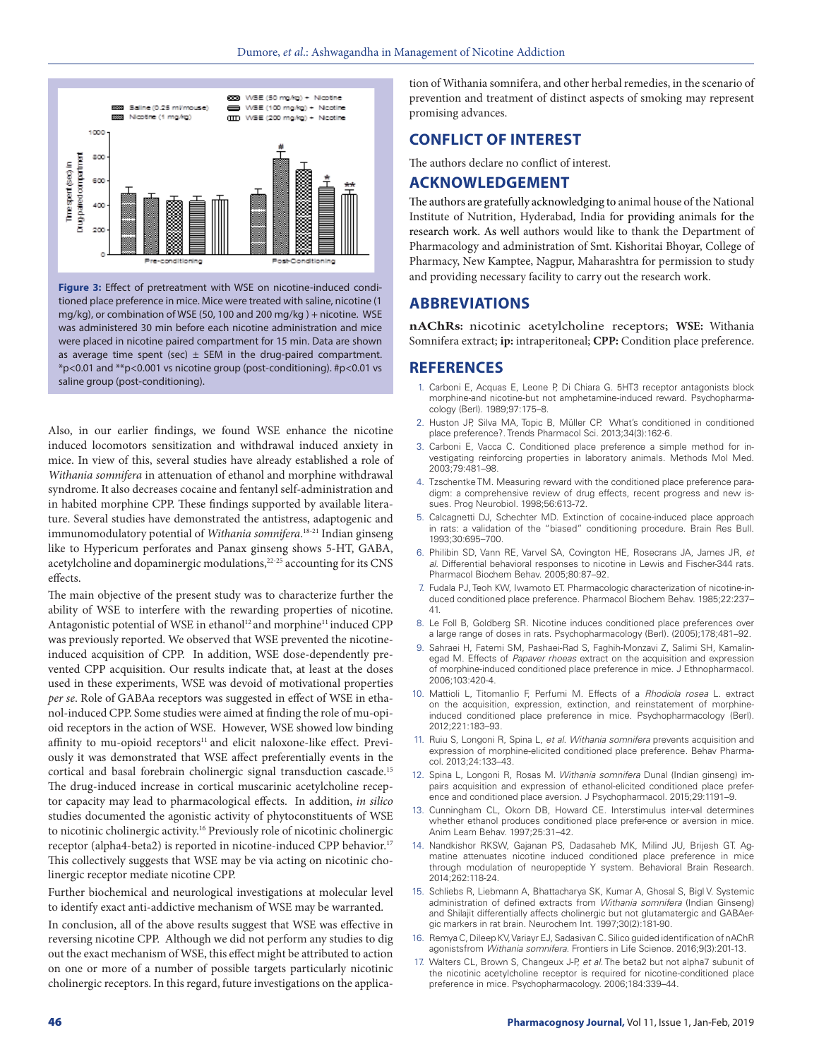**Figure 3:** Effect of pretreatment with WSE on nicotine-induced conditioned place preference in mice. Mice were treated with saline, nicotine (1 mg/kg), or combination of WSE (50, 100 and 200 mg/kg ) + nicotine. WSE was administered 30 min before each nicotine administration and mice were placed in nicotine paired compartment for 15 min. Data are shown as average time spent (sec) ± SEM in the drug-paired compartment. *p<0.01 and **p<0.001 vs nicotine group (post-conditioning). #p<0.01 vs saline group (post-conditioning).

Also, in our earlier findings, we found WSE enhance the nicotine induced locomotors sensitization and withdrawal induced anxiety in mice. In view of this, several studies have already established a role of *Withania somnifera* in attenuation of ethanol and morphine withdrawal syndrome. It also decreases cocaine and fentanyl self-administration and in habited morphine CPP. These findings supported by available literature. Several studies have demonstrated the antistress, adaptogenic and immunomodulatory potential of *Withania somnifera*.[18-21] Indian ginseng like to Hypericum perforates and Panax ginseng shows 5-HT, GABA, acetylcholine and dopaminergic modulations,[22-25] accounting for its CNS effects.

The main objective of the present study was to characterize further the ability of WSE to interfere with the rewarding properties of nicotine. Antagonistic potential of WSE in ethanol[12] and morphine[11] induced CPP was previously reported. We observed that WSE prevented the nicotine-induced acquisition of CPP. In addition, WSE dose-dependently prevented CPP acquisition. Our results indicate that, at least at the doses used in these experiments, WSE was devoid of motivational properties *per se*. Role of GABAa receptors was suggested in effect of WSE in ethanol-induced CPP. Some studies were aimed at finding the role of mu-opioid receptors in the action of WSE. However, WSE showed low binding affinity to mu-opioid receptors[11] and elicit naloxone-like effect. Previously it was demonstrated that WSE affect preferentially events in the cortical and basal forebrain cholinergic signal transduction cascade.[15] The drug-induced increase in cortical muscarinic acetylcholine receptor capacity may lead to pharmacological effects. In addition, *in silico* studies documented the agonistic activity of phytoconstituents of WSE to nicotinic cholinergic activity.[16] Previously role of nicotinic cholinergic receptor (alpha4-beta2) is reported in nicotine-induced CPP behavior.[17] This collectively suggests that WSE may be via acting on nicotinic cholinergic receptor mediate nicotine CPP.

Further biochemical and neurological investigations at molecular level to identify exact anti-addictive mechanism of WSE may be warranted.

In conclusion, all of the above results suggest that WSE was effective in reversing nicotine CPP. Although we did not perform any studies to dig out the exact mechanism of WSE, this effect might be attributed to action on one or more of a number of possible targets particularly nicotinic cholinergic receptors. In this regard, future investigations on the application of Withania somnifera, and other herbal remedies, in the scenario of prevention and treatment of distinct aspects of smoking may represent promising advances.

## CONFLICT OF INTEREST

The authors declare no conflict of interest.

## ACKNOWLEDGEMENT

The authors are gratefully acknowledging to animal house of the National Institute of Nutrition, Hyderabad, India for providing animals for the research work. As well authors would like to thank the Department of Pharmacology and administration of Smt. Kishoritai Bhoyar, College of Pharmacy, New Kamptee, Nagpur, Maharashtra for permission to study and providing necessary facility to carry out the research work.

## ABBREVIATIONS

**nAChRs:** nicotinic acetylcholine receptors; **WSE:** Withania Somnifera extract; **ip:** intraperitoneal; **CPP:** Condition place preference.

## REFERENCES

1. Carboni E, Acquas E, Leone P, Di Chiara G. 5HT3 receptor antagonists block morphine-and nicotine-but not amphetamine-induced reward. Psychopharmacology (Berl). 1989;97:175–8.
2. Huston JP, Silva MA, Topic B, Müller CP. What's conditioned in conditioned place preference?. Trends Pharmacol Sci. 2013;34(3):162-6.
3. Carboni E, Vacca C. Conditioned place preference a simple method for investigating reinforcing properties in laboratory animals. Methods Mol Med. 2003;79:481–98.
4. Tzschentke TM. Measuring reward with the conditioned place preference paradigm: a comprehensive review of drug effects, recent progress and new issues. Prog Neurobiol. 1998;56:613-72.
5. Calcagnetti DJ, Schechter MD. Extinction of cocaine-induced place approach in rats: a validation of the "biased" conditioning procedure. Brain Res Bull. 1993;30:695–700.
6. Philibin SD, Vann RE, Varvel SA, Covington HE, Rosecrans JA, James JR, *et al.* Differential behavioral responses to nicotine in Lewis and Fischer-344 rats. Pharmacol Biochem Behav. 2005;80:87–92.
7. Fudala PJ, Teoh KW, Iwamoto ET. Pharmacologic characterization of nicotine-induced conditioned place preference. Pharmacol Biochem Behav. 1985;22:237–41.
8. Le Foll B, Goldberg SR. Nicotine induces conditioned place preferences over a large range of doses in rats. Psychopharmacology (Berl). (2005);178;481–92.
9. Sahraei H, Fatemi SM, Pashaei-Rad S, Faghih-Monzavi Z, Salimi SH, Kamalinegad M. Effects of *Papaver rhoeas* extract on the acquisition and expression of morphine-induced conditioned place preference in mice. J Ethnopharmacol. 2006;103:420-4.
10. Mattioli L, Titomanlio F, Perfumi M. Effects of a *Rhodiola rosea* L. extract on the acquisition, expression, extinction, and reinstatement of morphine-induced conditioned place preference in mice. Psychopharmacology (Berl). 2012;221:183–93.
11. Ruiu S, Longoni R, Spina L, *et al. Withania somnifera* prevents acquisition and expression of morphine-elicited conditioned place preference. Behav Pharmacol. 2013;24:133–43.
12. Spina L, Longoni R, Rosas M. *Withania somnifera* Dunal (Indian ginseng) impairs acquisition and expression of ethanol-elicited conditioned place preference and conditioned place aversion. J Psychopharmacol. 2015;29:1191–9.
13. Cunningham CL, Okorn DB, Howard CE. Interstimulus inter-val determines whether ethanol produces conditioned place prefer-ence or aversion in mice. Anim Learn Behav. 1997;25:31–42.
14. Nandkishor RKSW, Gajanan PS, Dadasaheb MK, Milind JU, Brijesh GT. Agmatine attenuates nicotine induced conditioned place preference in mice through modulation of neuropeptide Y system. Behavioral Brain Research. 2014;262:118-24.
15. Schliebs R, Liebmann A, Bhattacharya SK, Kumar A, Ghosal S, Bigl V. Systemic administration of defined extracts from *Withania somnifera* (Indian Ginseng) and Shilajit differentially affects cholinergic but not glutamatergic and GABAergic markers in rat brain. Neurochem Int. 1997;30(2):181-90.
16. Remya C, Dileep KV, Variayr EJ, Sadasivan C. Silico guided identification of nAChR agonistsfrom *Withania somnifera*. Frontiers in Life Science. 2016;9(3):201-13.
17. Walters CL, Brown S, Changeux J-P, *et al.* The beta2 but not alpha7 subunit of the nicotinic acetylcholine receptor is required for nicotine-conditioned place preference in mice. Psychopharmacology. 2006;184:339–44.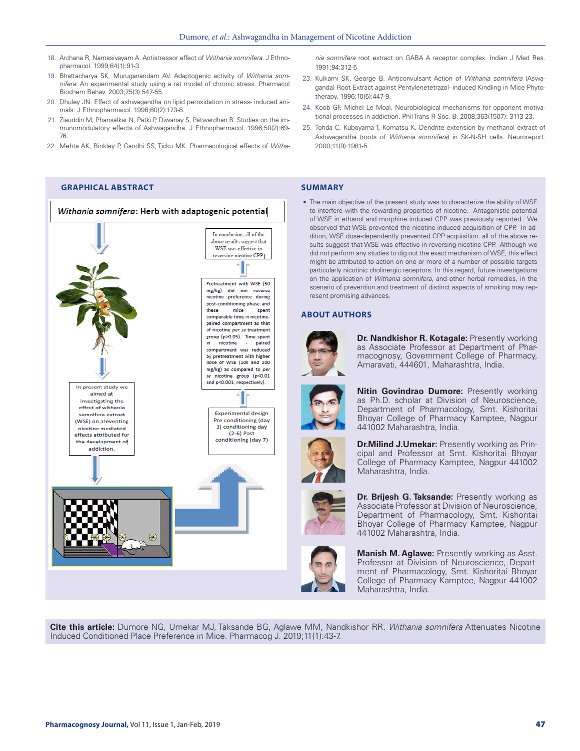18. Archana R, Namasivayam A. Antistressor effect of *Withania somnifera*. J Ethnopharmacol. 1999;64(1):91-3.
19. Bhattacharya SK, Muruganandam AV. Adaptogenic activity of *Withania somnifera*: An experimental study using a rat model of chronic stress. Pharmacol Biochem Behav. 2003;75(3):547-55.
20. Dhuley JN. Effect of ashwagandha on lipid peroxidation in stress- induced animals. J Ethnopharmacol. 1998;60(2):173-8.
21. Ziauddin M, Phansalkar N, Patki P, Diwanay S, Patwardhan B. Studies on the immunomodulatory effects of Ashwagandha. J Ethnopharmacol. 1996;50(2):69-76.
22. Mehta AK, Binkley P, Gandhi SS, Ticku MK. Pharmacological effects of *Withania somnifera* root extract on GABA A receptor complex. Indian J Med Res. 1991;94:312-5
23. Kulkarni SK, George B. Anticonvulsant Action of *Withania somnifera* (Aswaganda) Root Extract against Pentylenetetrazol- induced Kindling in Mice Phytotherapy. 1996;10(5):447-9.
24. Koob GF, Michel Le Moal. Neurobiological mechanisms for opponent motivational processes in addiction. Phil Trans R Soc. B. 2008;363(1507): 3113-23.
25. Tohda C, Kuboyama T, Komatsu K. Dendrite extension by methanol extract of Ashwagandha (roots of *Withania somnifera*) in SK-N-SH cells. Neuroreport. 2000;11(9):1981-5.

## GRAPHICAL ABSTRACT

*Withania somnifera*: Herb with adaptogenic potential

In present study we aimed at investigating the effect of withania somnifera extract (WSE) on preventing nicotine mediated effects attributed for the development of addiction.

Experimental design
Pre conditioning (day 1) conditioning day (2-6) Post conditioning (day 7)

Pretreatment with WSE (50 mg/kg) did not reverse nicotine preference during post-conditioning phase and these mice spent comparable time in nicotine-paired compartment as that of nicotine *per se* treatment group ($p>0.05$). Time spent in nicotine - paired compartment was reduced by pretreatment with higher dose of WSE (100 and 200 mg/kg) as compared to *per se* nicotine group ($p<0.01$ and $p<0.001$, respectively).

In conclusion, all of the above results suggest that WSE was effective in reversing nicotine CPP.

## SUMMARY

- The main objective of the present study was to characterize the ability of WSE to interfere with the rewarding properties of nicotine. Antagonistic potential of WSE in ethanol and morphine induced CPP was previously reported. We observed that WSE prevented the nicotine-induced acquisition of CPP. In addition, WSE dose-dependently prevented CPP acquisition. all of the above results suggest that WSE was effective in reversing nicotine CPP. Although we did not perform any studies to dig out the exact mechanism of WSE, this effect might be attributed to action on one or more of a number of possible targets particularly nicotinic cholinergic receptors. In this regard, future investigations on the application of *Withania somnifera*, and other herbal remedies, in the scenario of prevention and treatment of distinct aspects of smoking may represent promising advances.

## ABOUT AUTHORS

**Dr. Nandkishor R. Kotagale:** Presently working as Associate Professor at Department of Pharmacognosy, Government College of Pharmacy, Amaravati, 444601, Maharashtra, India.

**Nitin Govindrao Dumore:** Presently working as Ph.D. scholar at Division of Neuroscience, Department of Pharmacology, Smt. Kishoritai Bhoyar College of Pharmacy Kamptee, Nagpur 441002 Maharashtra, India.

**Dr.Milind J.Umekar:** Presently working as Principal and Professor at Smt. Kishoritai Bhoyar College of Pharmacy Kamptee, Nagpur 441002 Maharashtra, India.

**Dr. Brijesh G. Taksande:** Presently working as Associate Professor at Division of Neuroscience, Department of Pharmacology, Smt. Kishoritai Bhoyar College of Pharmacy Kamptee, Nagpur 441002 Maharashtra, India.

**Manish M. Aglawe:** Presently working as Asst. Professor at Division of Neuroscience, Department of Pharmacology, Smt. Kishoritai Bhoyar College of Pharmacy Kamptee, Nagpur 441002 Maharashtra, India.

**Cite this article:** Dumore NG, Umekar MJ, Taksande BG, Aglawe MM, Nandkishor RR. *Withania somnifera* Attenuates Nicotine Induced Conditioned Place Preference in Mice. Pharmacog J. 2019;11(1):43-7.